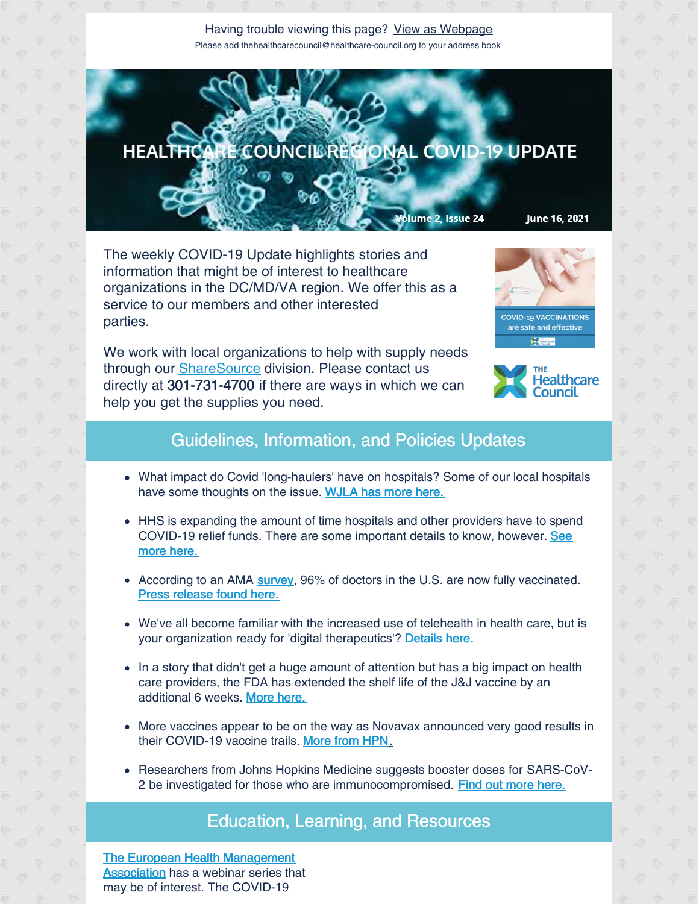Having trouble viewing this page? View as Webpage

Please add thehealthcarecouncil@healthcare-council.org to your address book

# HEALTHCARE COUNCIL REGIONAL COVID-19 UPDATE

Volume 2, Issue 24 June 16, 2021

The weekly COVID-19 Update highlights stories and information that might be of interest to healthcare organizations in the DC/MD/VA region. We offer this as a service to our members and other interested parties.

We work with local organizations to help with supply needs through our ShareSource division. Please contact us directly at **301-731-4700** if there are ways in which we can help you get the supplies you need.

COVID-19 VACCINATIONS are safe and effective

THE Healthcare Council

## Guidelines, Information, and Policies Updates

- What impact do Covid 'long-haulers' have on hospitals? Some of our local hospitals have some thoughts on the issue. WJLA has more here.
- HHS is expanding the amount of time hospitals and other providers have to spend COVID-19 relief funds. There are some important details to know, however. See more here.
- According to an AMA survey, 96% of doctors in the U.S. are now fully vaccinated. Press release found here.
- We've all become familiar with the increased use of telehealth in health care, but is your organization ready for 'digital therapeutics'? Details here.
- In a story that didn't get a huge amount of attention but has a big impact on health care providers, the FDA has extended the shelf life of the J&J vaccine by an additional 6 weeks. More here.
- More vaccines appear to be on the way as Novavax announced very good results in their COVID-19 vaccine trails. More from HPN.
- Researchers from Johns Hopkins Medicine suggests booster doses for SARS-CoV-2 be investigated for those who are immunocompromised. Find out more here.

## Education, Learning, and Resources

The European Health Management Association has a webinar series that may be of interest. The COVID-19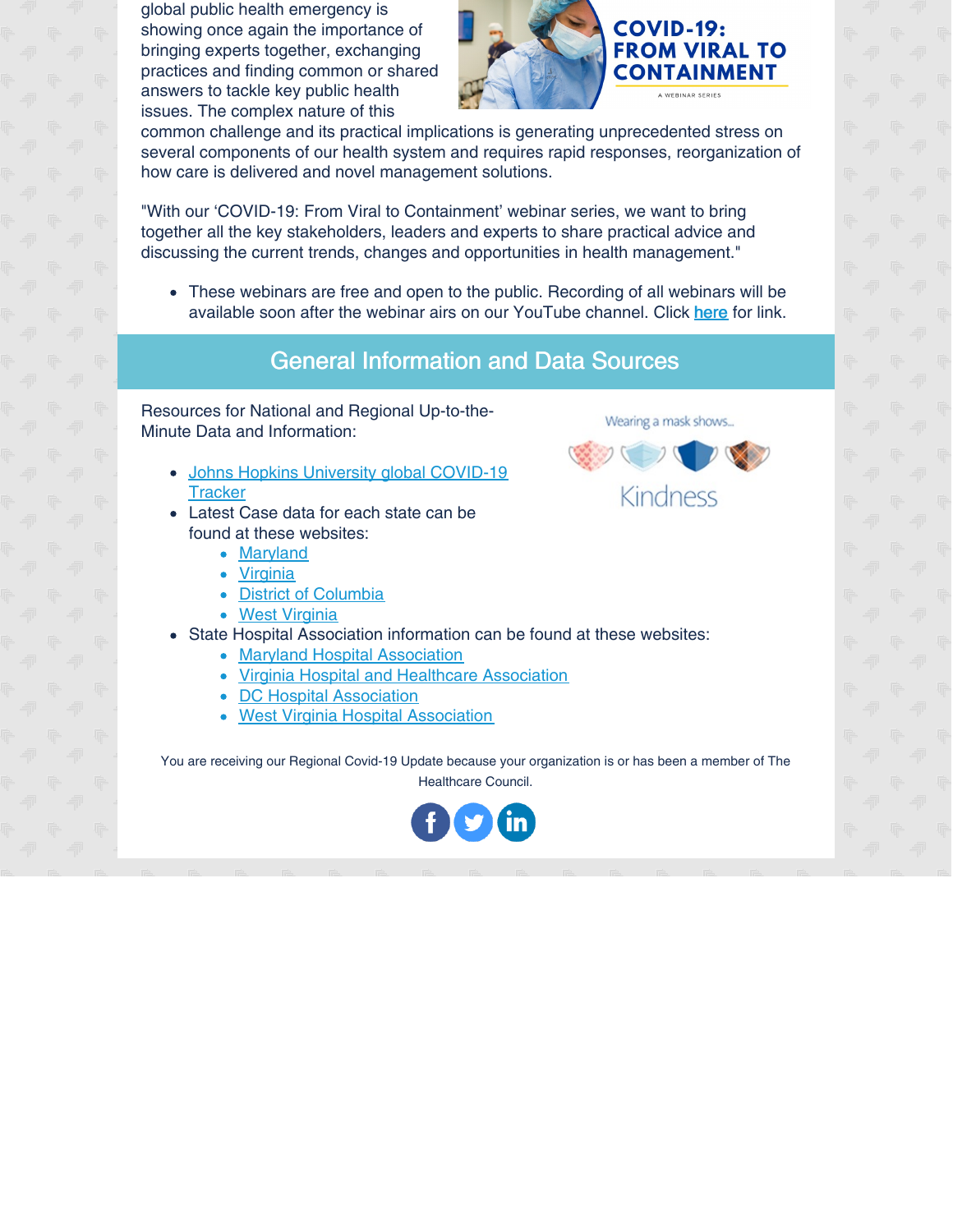global public health emergency is showing once again the importance of bringing experts together, exchanging practices and finding common or shared answers to tackle key public health issues. The complex nature of this common challenge and its practical implications is generating unprecedented stress on several components of our health system and requires rapid responses, reorganization of how care is delivered and novel management solutions.

"With our 'COVID-19: From Viral to Containment' webinar series, we want to bring together all the key stakeholders, leaders and experts to share practical advice and discussing the current trends, changes and opportunities in health management."

- These webinars are free and open to the public. Recording of all webinars will be available soon after the webinar airs on our YouTube channel. Click here for link.

## General Information and Data Sources

Resources for National and Regional Up-to-the-Minute Data and Information:

- Johns Hopkins University global COVID-19 Tracker
- Latest Case data for each state can be found at these websites:
  - Maryland
  - Virginia
  - District of Columbia
  - West Virginia
- State Hospital Association information can be found at these websites:
  - Maryland Hospital Association
  - Virginia Hospital and Healthcare Association
  - DC Hospital Association
  - West Virginia Hospital Association

You are receiving our Regional Covid-19 Update because your organization is or has been a member of The Healthcare Council.